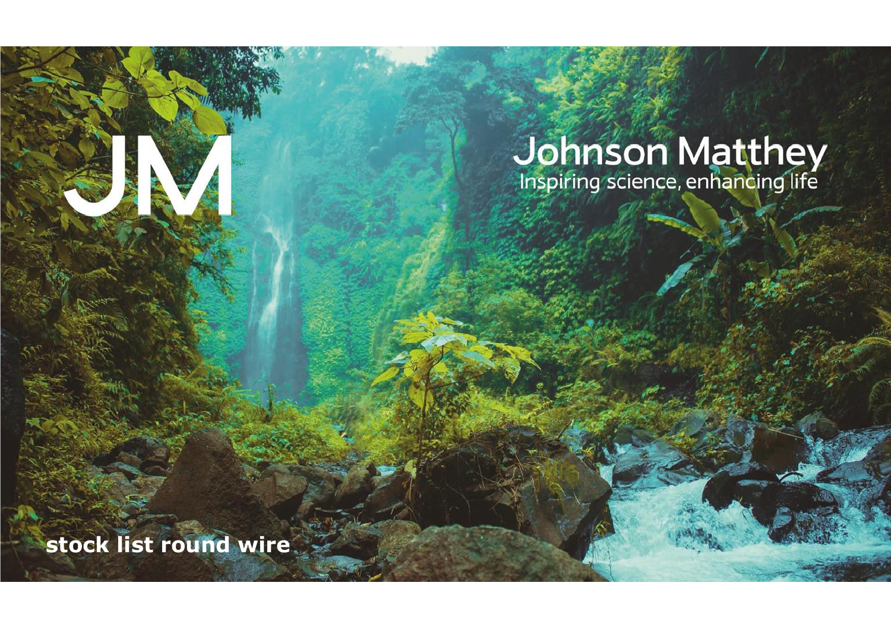JM

# Johnson Matthey

Inspiring science, enhancing life

**stock list round wire**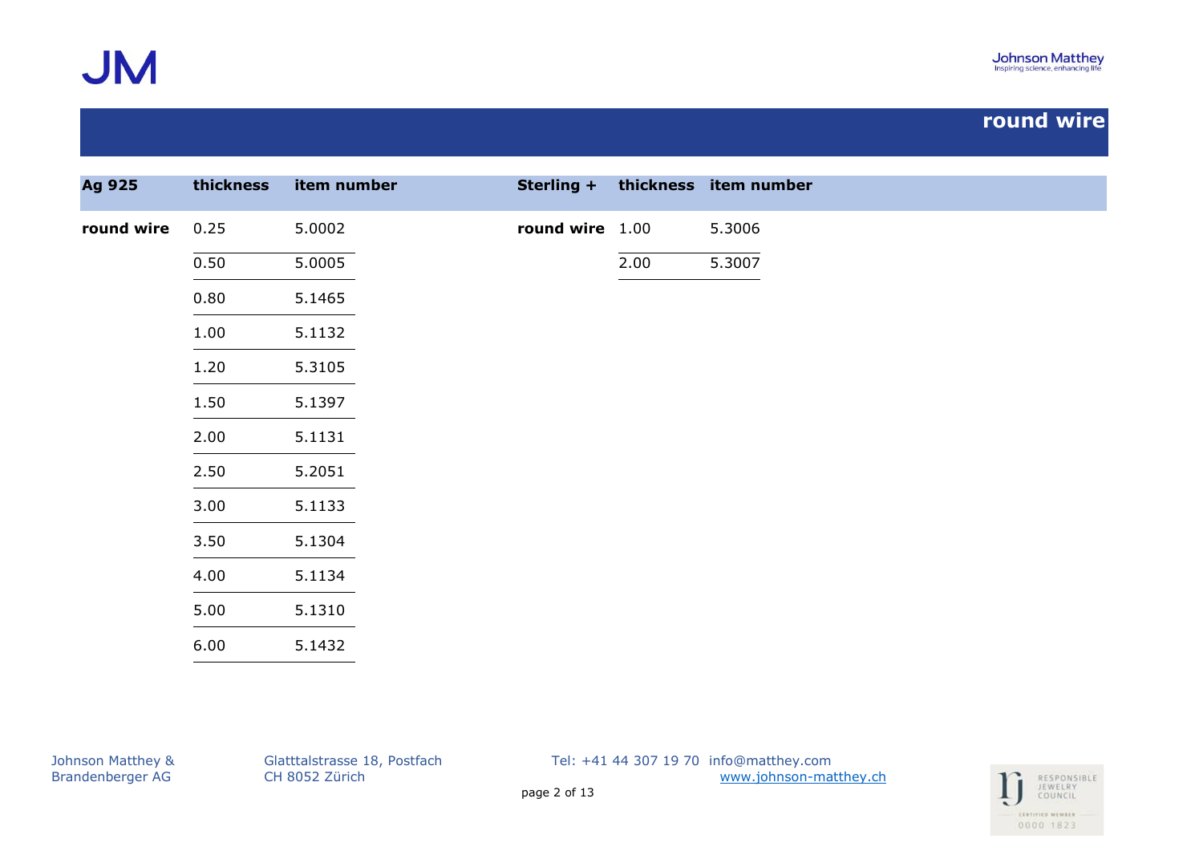## round wire

| Ag 925 | thickness | item number |
|---|---|---|
| round wire | 0.25 | 5.0002 |
| | 0.50 | 5.0005 |
| | 0.80 | 5.1465 |
| | 1.00 | 5.1132 |
| | 1.20 | 5.3105 |
| | 1.50 | 5.1397 |
| | 2.00 | 5.1131 |
| | 2.50 | 5.2051 |
| | 3.00 | 5.1133 |
| | 3.50 | 5.1304 |
| | 4.00 | 5.1134 |
| | 5.00 | 5.1310 |
| | 6.00 | 5.1432 |

| Sterling + | thickness | item number |
|---|---|---|
| round wire | 1.00 | 5.3006 |
| | 2.00 | 5.3007 |

Johnson Matthey & Brandenberger AG
Glatttalstrasse 18, Postfach
CH 8052 Zürich
Tel: +41 44 307 19 70 info@matthey.com
www.johnson-matthey.ch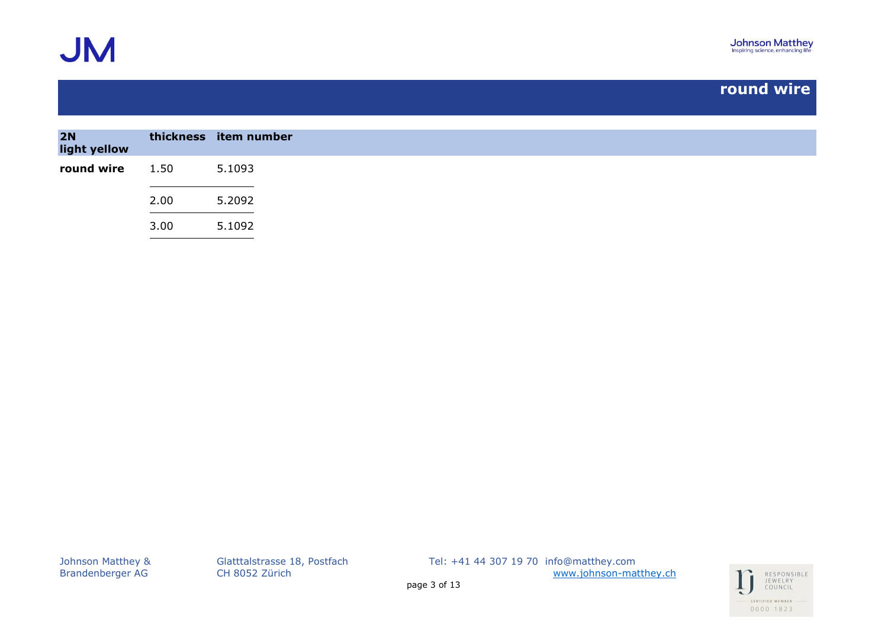# round wire

| 2N light yellow | thickness | item number |
|---|---|---|
| **round wire** | 1.50 | 5.1093 |
| | 2.00 | 5.2092 |
| | 3.00 | 5.1092 |

Johnson Matthey & Brandenberger AG
Glatttalstrasse 18, Postfach
CH 8052 Zürich
Tel: +41 44 307 19 70 info@matthey.com
www.johnson-matthey.ch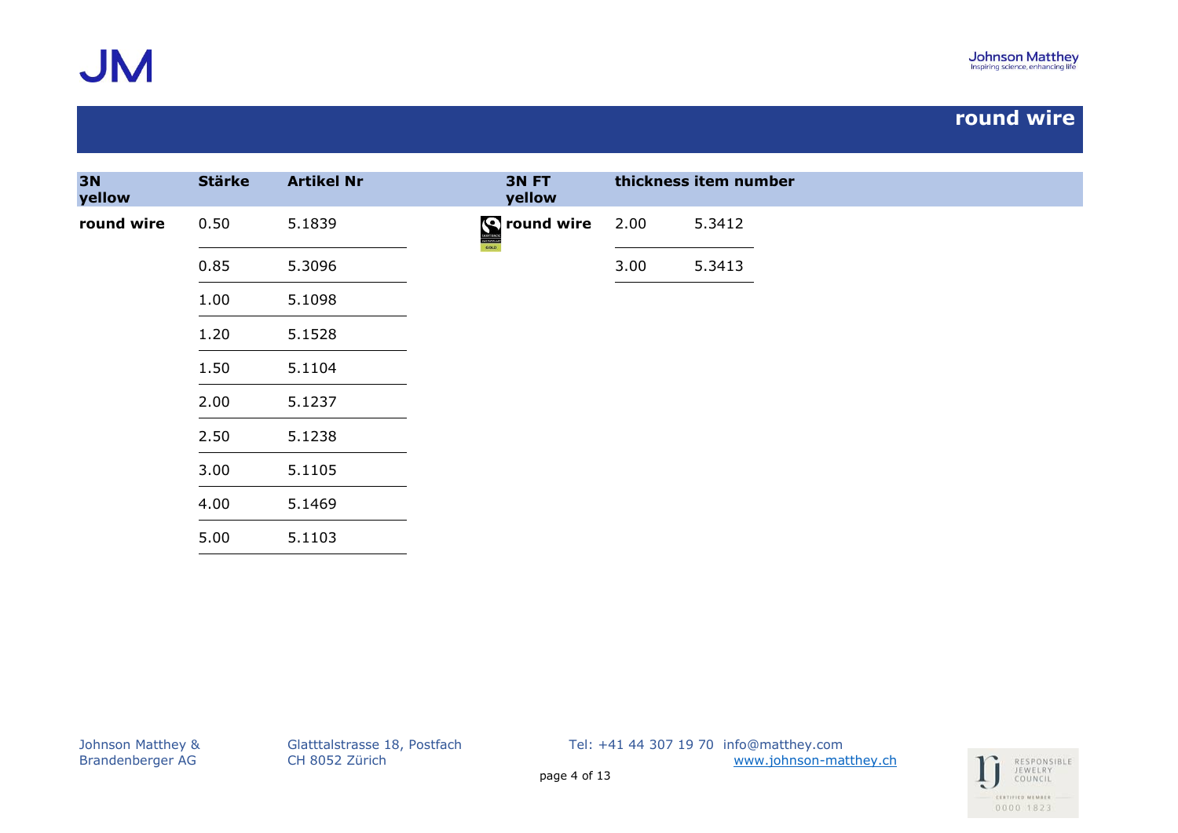# round wire

| 3N yellow | Stärke | Artikel Nr | 3N FT yellow | thickness | item number |
|---|---|---|---|---|---|
| **round wire** | 0.50 | 5.1839 | **round wire** | 2.00 | 5.3412 |
| | 0.85 | 5.3096 | | 3.00 | 5.3413 |
| | 1.00 | 5.1098 | | | |
| | 1.20 | 5.1528 | | | |
| | 1.50 | 5.1104 | | | |
| | 2.00 | 5.1237 | | | |
| | 2.50 | 5.1238 | | | |
| | 3.00 | 5.1105 | | | |
| | 4.00 | 5.1469 | | | |
| | 5.00 | 5.1103 | | | |

Johnson Matthey & Brandenberger AG
Glatttalstrasse 18, Postfach
CH 8052 Zürich
Tel: +41 44 307 19 70 info@matthey.com
www.johnson-matthey.ch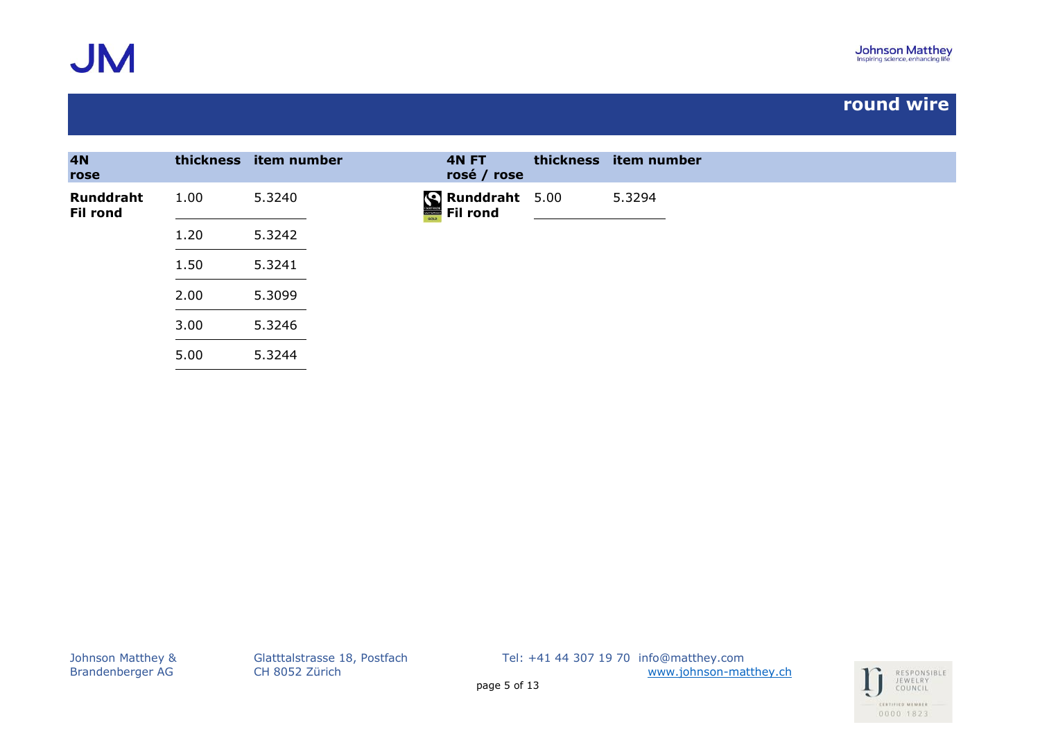## round wire

| 4N rose | thickness | item number |
|---|---|---|
| **Runddraht Fil rond** | 1.00 | 5.3240 |
| | 1.20 | 5.3242 |
| | 1.50 | 5.3241 |
| | 2.00 | 5.3099 |
| | 3.00 | 5.3246 |
| | 5.00 | 5.3244 |

| 4N FT rosé / rose | thickness | item number |
|---|---|---|
| **Runddraht Fil rond** | 5.00 | 5.3294 |

Johnson Matthey & Brandenberger AG
Glatttalstrasse 18, Postfach
CH 8052 Zürich
Tel: +41 44 307 19 70 info@matthey.com
www.johnson-matthey.ch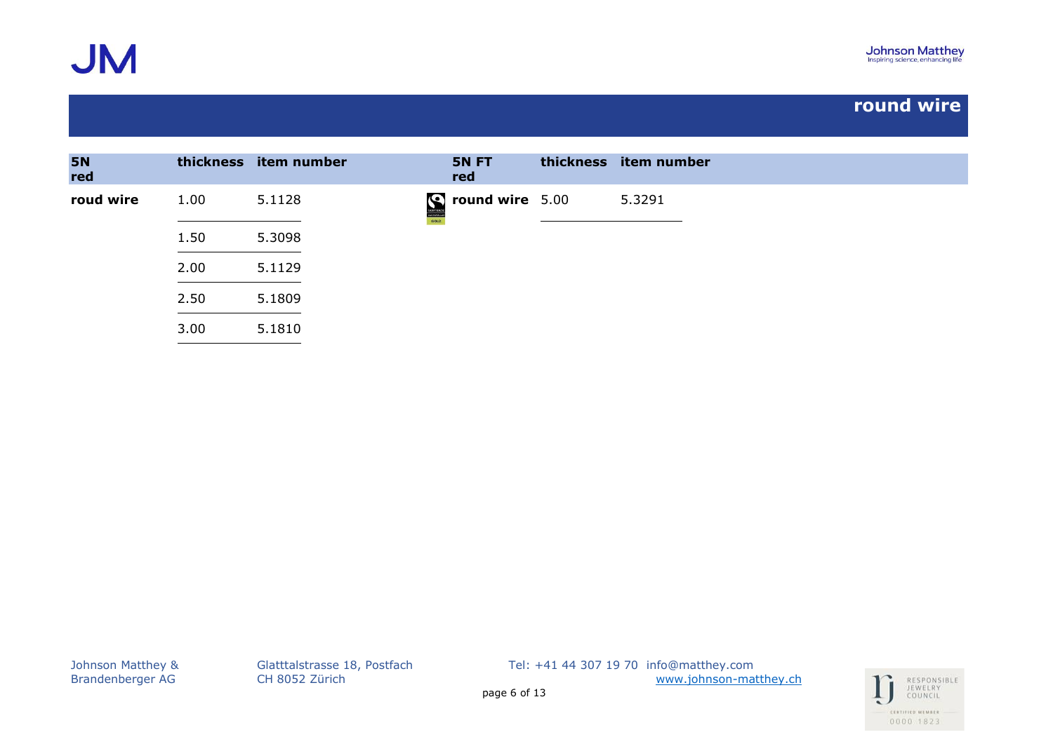## round wire

| 5N red | thickness | item number |
|---|---|---|
| roud wire | 1.00 | 5.1128 |
| | 1.50 | 5.3098 |
| | 2.00 | 5.1129 |
| | 2.50 | 5.1809 |
| | 3.00 | 5.1810 |

| 5N FT red | thickness | item number |
|---|---|---|
| round wire | 5.00 | 5.3291 |

Johnson Matthey & Brandenberger AG

Glatttalstrasse 18, Postfach
CH 8052 Zürich

Tel: +41 44 307 19 70 info@matthey.com
www.johnson-matthey.ch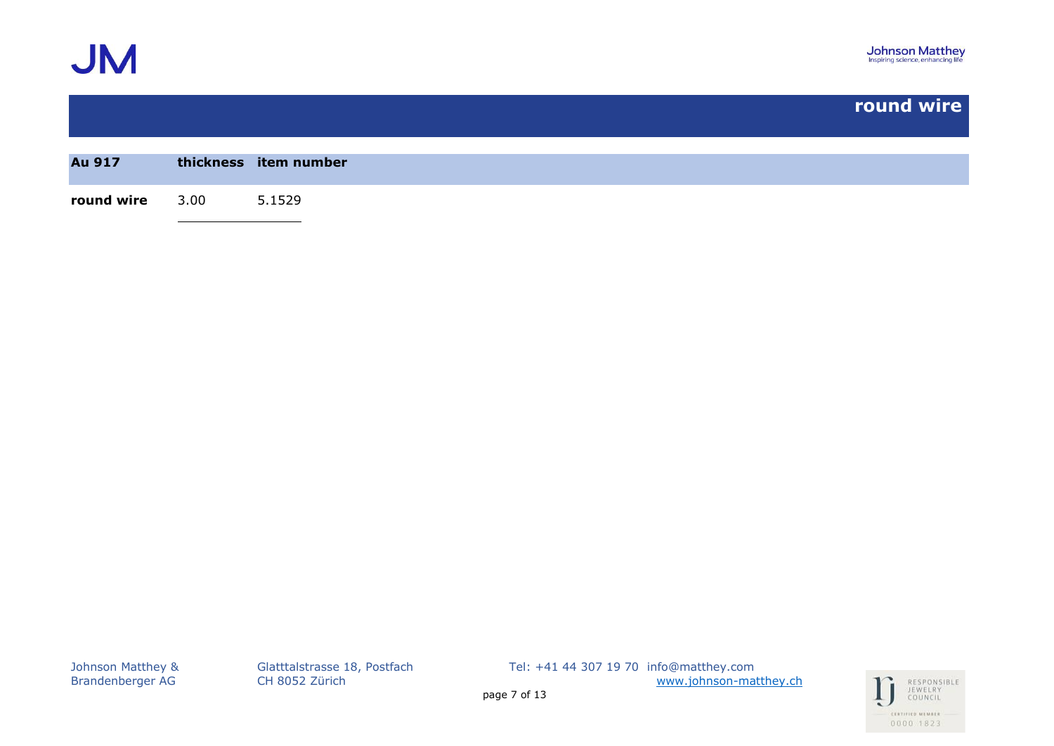## round wire

| Au 917 | thickness | item number |
|---|---|---|
| **round wire** | 3.00 | 5.1529 |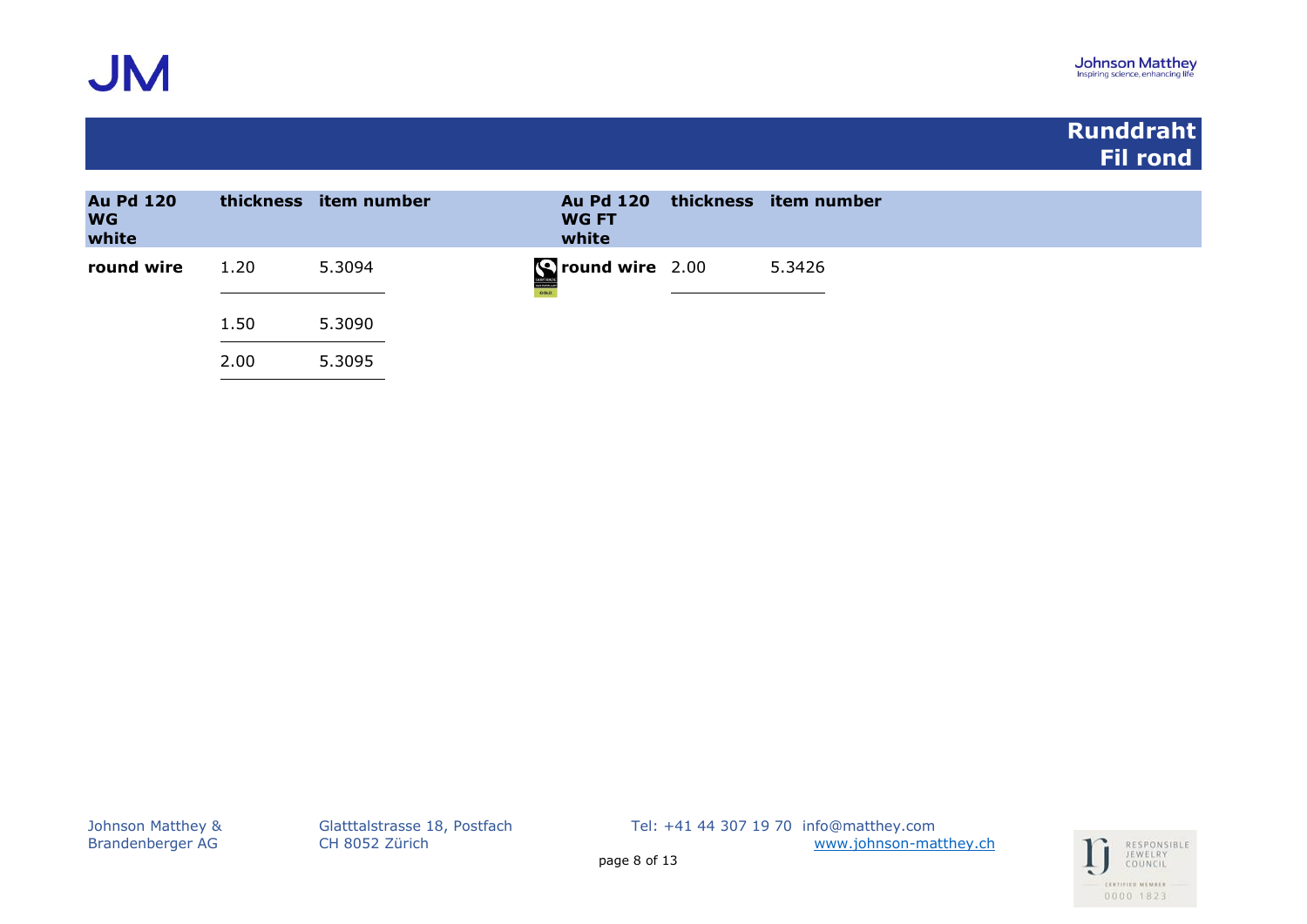# Runddraht
# Fil rond

| Au Pd 120 WG white | thickness | item number |
|---|---|---|
| round wire | 1.20 | 5.3094 |
| | 1.50 | 5.3090 |
| | 2.00 | 5.3095 |

| Au Pd 120 WG FT white | thickness | item number |
|---|---|---|
| round wire | 2.00 | 5.3426 |

Johnson Matthey & Brandenberger AG
Glatttalstrasse 18, Postfach
CH 8052 Zürich
Tel: +41 44 307 19 70 info@matthey.com
www.johnson-matthey.ch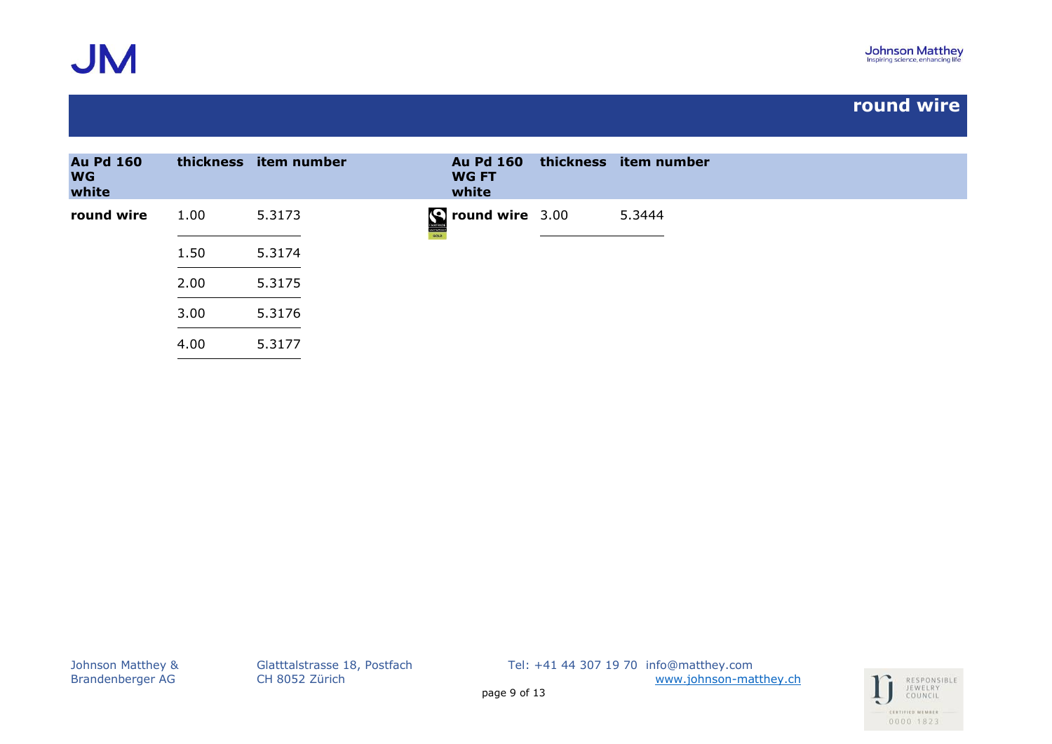## round wire

| Au Pd 160 WG white | thickness | item number |
| --- | --- | --- |
| **round wire** | 1.00 | 5.3173 |
| | 1.50 | 5.3174 |
| | 2.00 | 5.3175 |
| | 3.00 | 5.3176 |
| | 4.00 | 5.3177 |

| Au Pd 160 WG FT white | thickness | item number |
| --- | --- | --- |
| **round wire** | 3.00 | 5.3444 |

Johnson Matthey & Brandenberger AG
Glatttalstrasse 18, Postfach
CH 8052 Zürich
Tel: +41 44 307 19 70 info@matthey.com
www.johnson-matthey.ch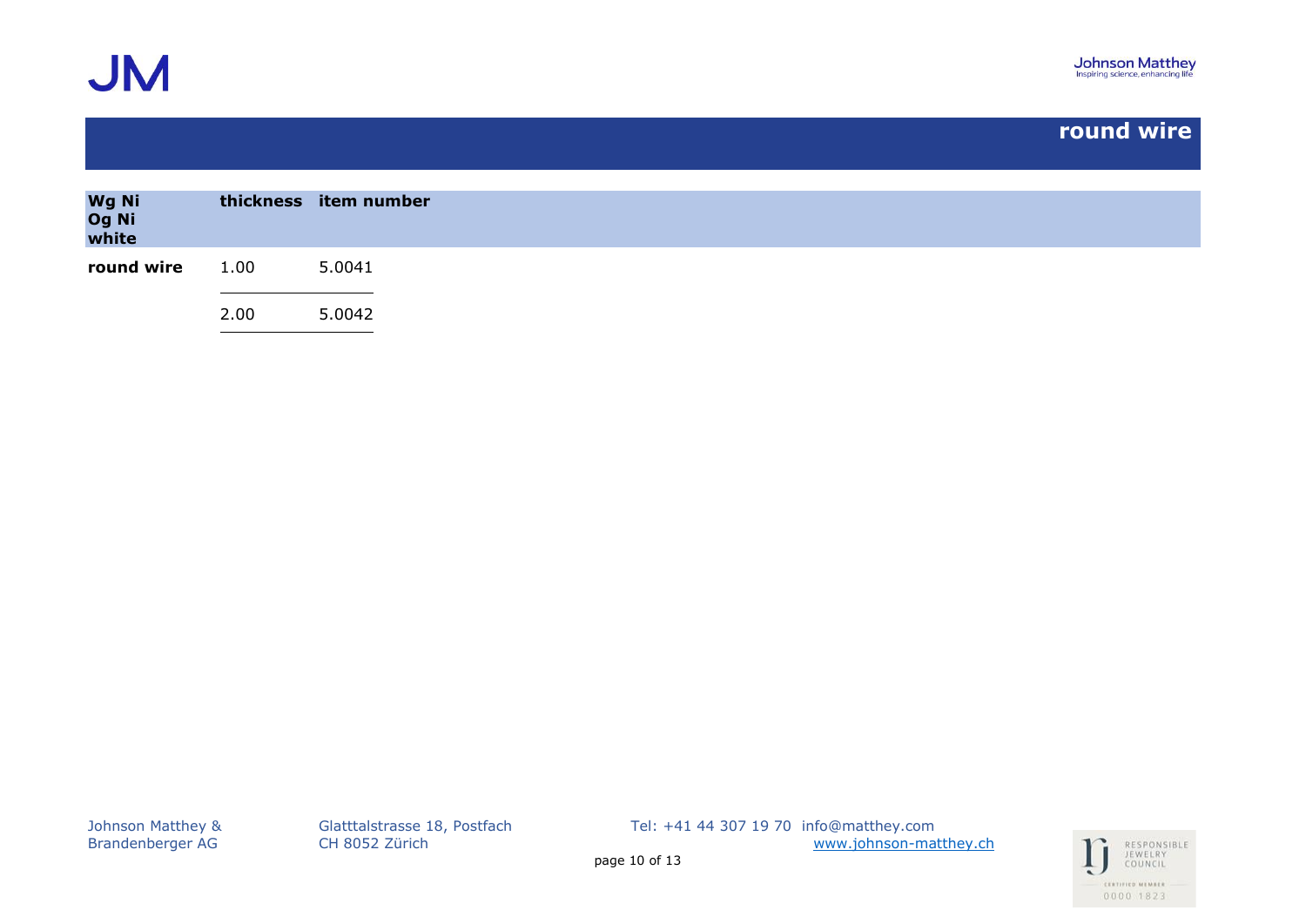## round wire

| Wg Ni<br>Og Ni<br>white | thickness | item number |
|---|---|---|
| **round wire** | 1.00 | 5.0041 |
| | 2.00 | 5.0042 |

Johnson Matthey & Brandenberger AG
Glatttalstrasse 18, Postfach
CH 8052 Zürich
Tel: +41 44 307 19 70 info@matthey.com
www.johnson-matthey.ch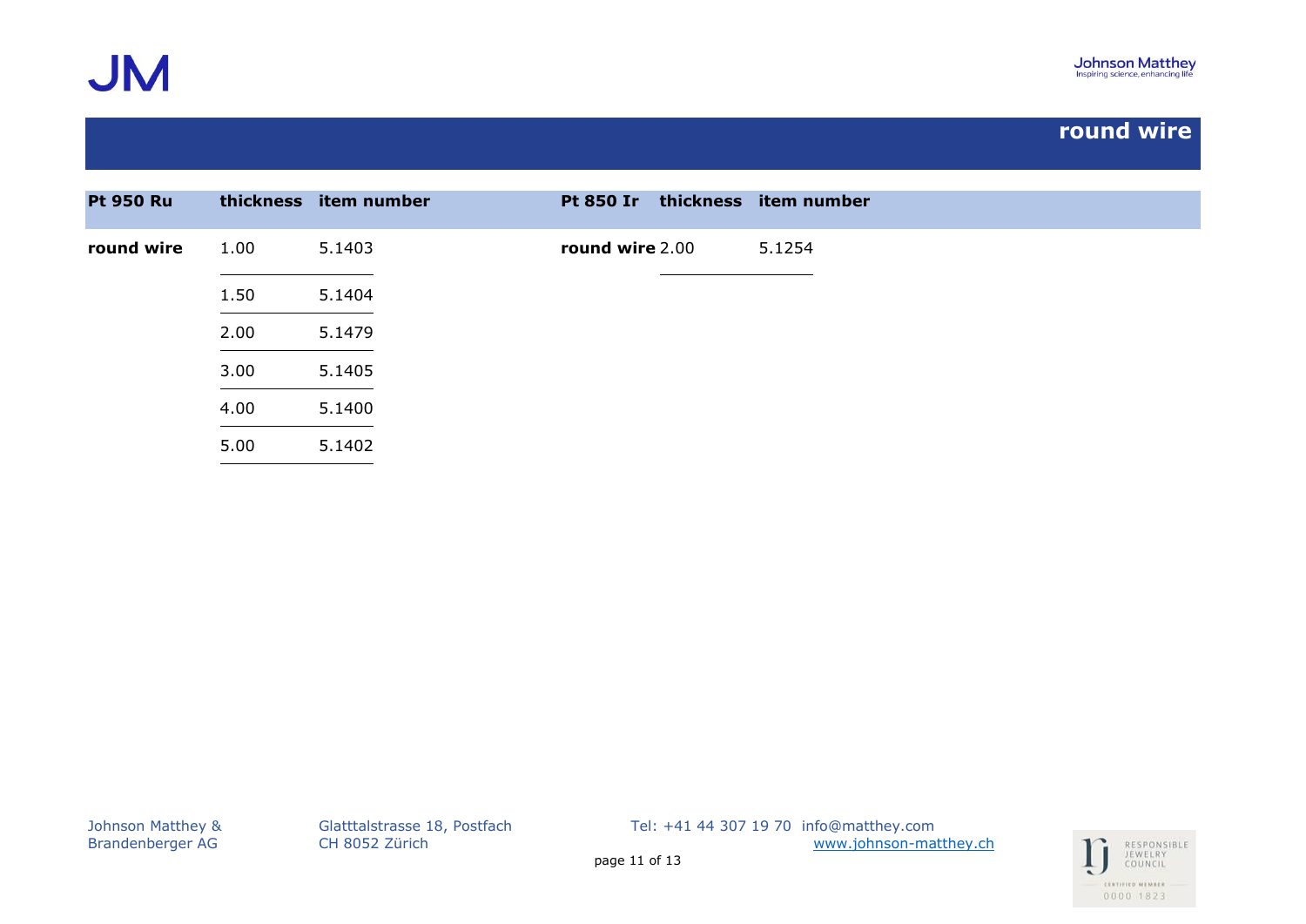# round wire

| Pt 950 Ru | thickness | item number |
|---|---|---|
| **round wire** | 1.00 | 5.1403 |
| | 1.50 | 5.1404 |
| | 2.00 | 5.1479 |
| | 3.00 | 5.1405 |
| | 4.00 | 5.1400 |
| | 5.00 | 5.1402 |

| Pt 850 Ir | thickness | item number |
|---|---|---|
| **round wire** | 2.00 | 5.1254 |

Johnson Matthey & Brandenberger AG
Glatttalstrasse 18, Postfach
CH 8052 Zürich
Tel: +41 44 307 19 70 info@matthey.com
www.johnson-matthey.ch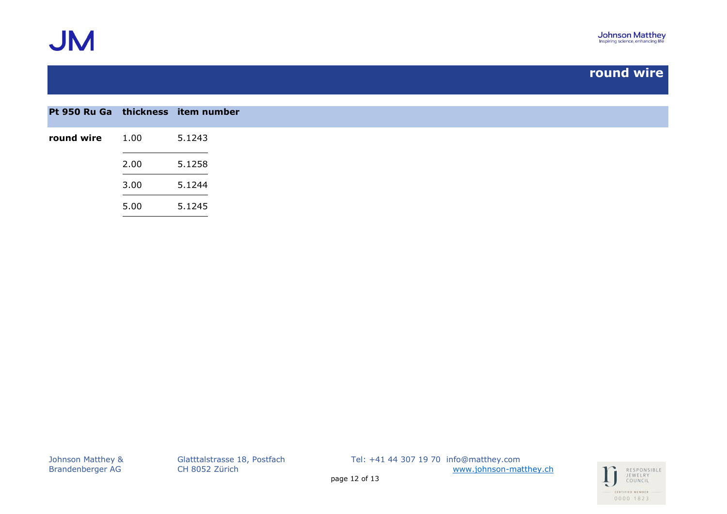## round wire

| Pt 950 Ru Ga | thickness | item number |
|---|---|---|
| **round wire** | 1.00 | 5.1243 |
| | 2.00 | 5.1258 |
| | 3.00 | 5.1244 |
| | 5.00 | 5.1245 |

Johnson Matthey & Brandenberger AG

Glatttalstrasse 18, Postfach
CH 8052 Zürich

Tel: +41 44 307 19 70 info@matthey.com
www.johnson-matthey.ch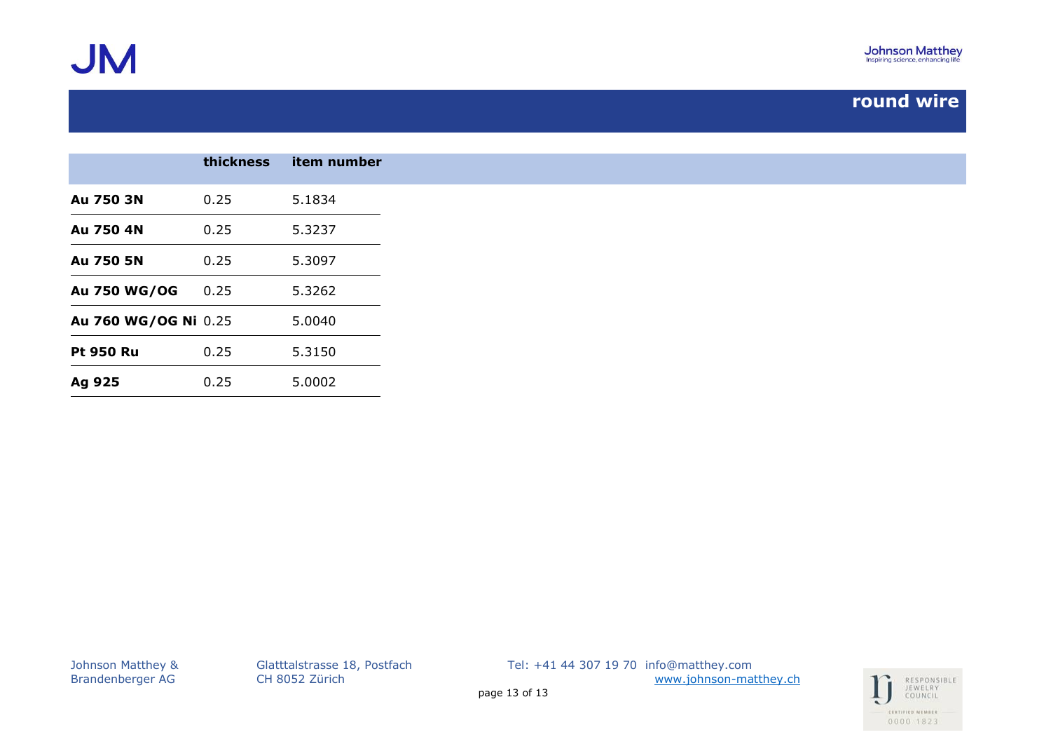# round wire

| | thickness | item number |
|---|---|---|
| **Au 750 3N** | 0.25 | 5.1834 |
| **Au 750 4N** | 0.25 | 5.3237 |
| **Au 750 5N** | 0.25 | 5.3097 |
| **Au 750 WG/OG** | 0.25 | 5.3262 |
| **Au 760 WG/OG Ni** | 0.25 | 5.0040 |
| **Pt 950 Ru** | 0.25 | 5.3150 |
| **Ag 925** | 0.25 | 5.0002 |